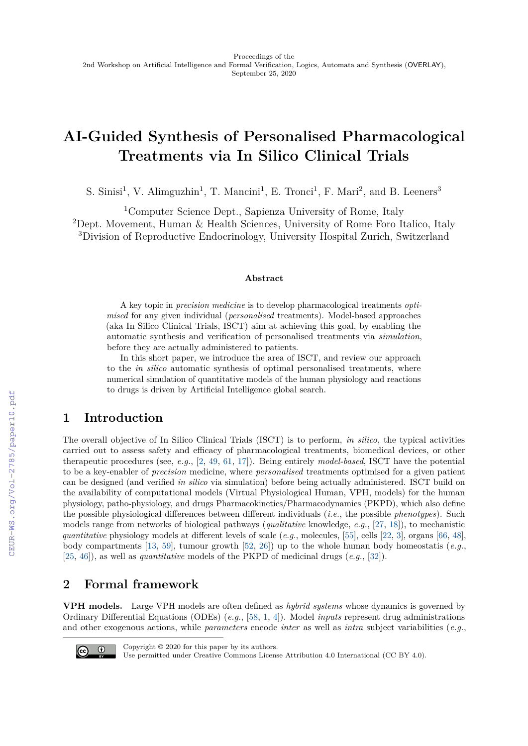Proceedings of the
2nd Workshop on Artificial Intelligence and Formal Verification, Logics, Automata and Synthesis (OVERLAY),
September 25, 2020

# AI-Guided Synthesis of Personalised Pharmacological Treatments via In Silico Clinical Trials

S. Sinisi[1], V. Alimguzhin[1], T. Mancini[1], E. Tronci[1], F. Mari[2], and B. Leeners[3]

[1]Computer Science Dept., Sapienza University of Rome, Italy
[2]Dept. Movement, Human & Health Sciences, University of Rome Foro Italico, Italy
[3]Division of Reproductive Endocrinology, University Hospital Zurich, Switzerland

**Abstract**

A key topic in *precision medicine* is to develop pharmacological treatments *optimised* for any given individual (*personalised* treatments). Model-based approaches (aka In Silico Clinical Trials, ISCT) aim at achieving this goal, by enabling the automatic synthesis and verification of personalised treatments via *simulation*, before they are actually administered to patients.

In this short paper, we introduce the area of ISCT, and review our approach to the *in silico* automatic synthesis of optimal personalised treatments, where numerical simulation of quantitative models of the human physiology and reactions to drugs is driven by Artificial Intelligence global search.

## 1 Introduction

The overall objective of In Silico Clinical Trials (ISCT) is to perform, *in silico*, the typical activities carried out to assess safety and efficacy of pharmacological treatments, biomedical devices, or other therapeutic procedures (see, *e.g.*, [2, 49, 61, 17]). Being entirely *model-based*, ISCT have the potential to be a key-enabler of *precision* medicine, where *personalised* treatments optimised for a given patient can be designed (and verified *in silico* via simulation) before being actually administered. ISCT build on the availability of computational models (Virtual Physiological Human, VPH, models) for the human physiology, patho-physiology, and drugs Pharmacokinetics/Pharmacodynamics (PKPD), which also define the possible physiological differences between different individuals (*i.e.*, the possible *phenotypes*). Such models range from networks of biological pathways (*qualitative* knowledge, *e.g.*, [27, 18]), to mechanistic *quantitative* physiology models at different levels of scale (*e.g.*, molecules, [55], cells [22, 3], organs [66, 48], body compartments [13, 59], tumour growth [52, 26]) up to the whole human body homeostatis (*e.g.*, [25, 46]), as well as *quantitative* models of the PKPD of medicinal drugs (*e.g.*, [32]).

## 2 Formal framework

**VPH models.** Large VPH models are often defined as *hybrid systems* whose dynamics is governed by Ordinary Differential Equations (ODEs) (*e.g.*, [58, 1, 4]). Model *inputs* represent drug administrations and other exogenous actions, while *parameters* encode *inter* as well as *intra* subject variabilities (*e.g.*,

Copyright © 2020 for this paper by its authors.
Use permitted under Creative Commons License Attribution 4.0 International (CC BY 4.0).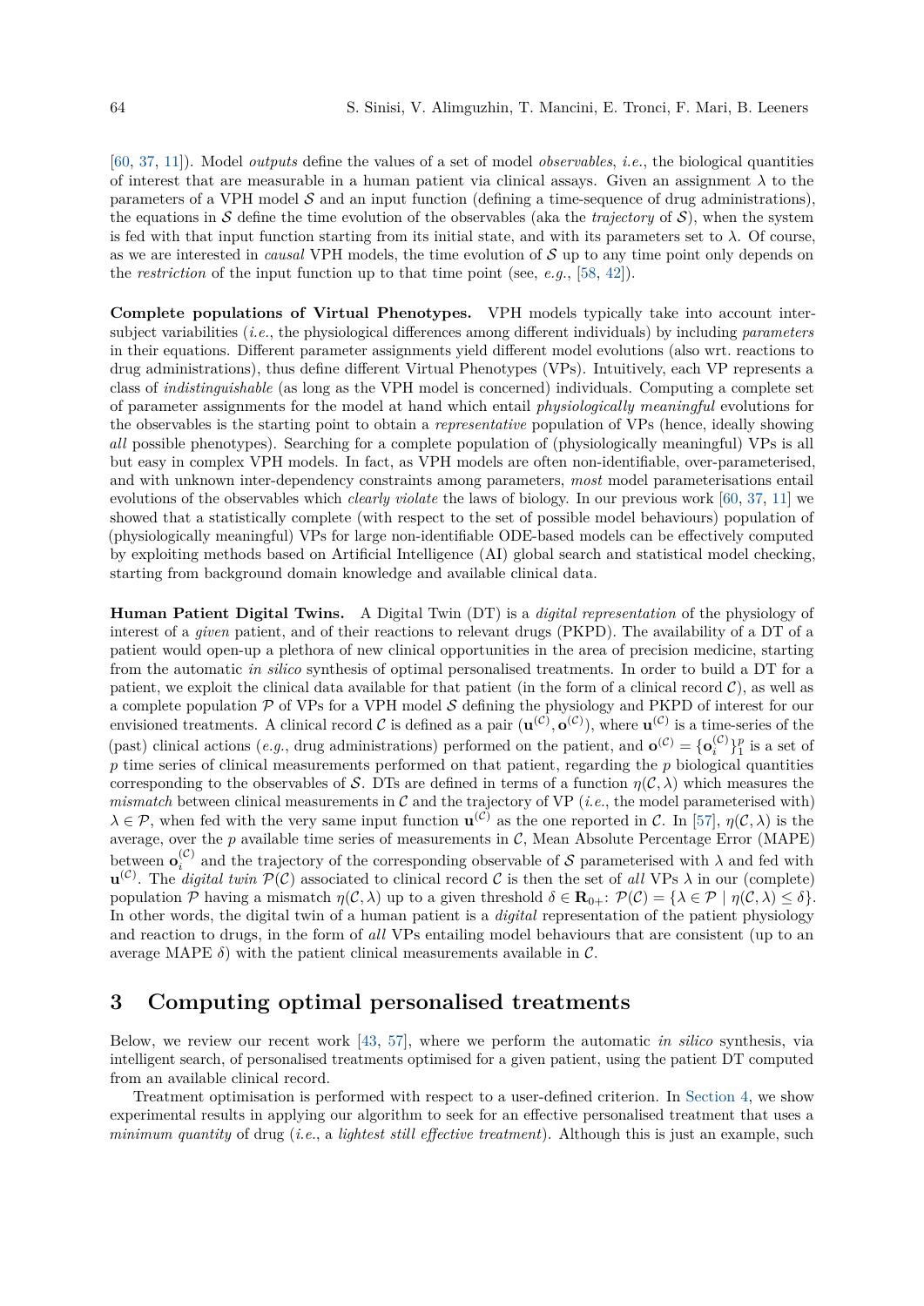[60, 37, 11]). Model *outputs* define the values of a set of model *observables*, *i.e.*, the biological quantities of interest that are measurable in a human patient via clinical assays. Given an assignment $\lambda$ to the parameters of a VPH model $\mathcal{S}$ and an input function (defining a time-sequence of drug administrations), the equations in $\mathcal{S}$ define the time evolution of the observables (aka the *trajectory* of $\mathcal{S}$), when the system is fed with that input function starting from its initial state, and with its parameters set to $\lambda$. Of course, as we are interested in *causal* VPH models, the time evolution of $\mathcal{S}$ up to any time point only depends on the *restriction* of the input function up to that time point (see, *e.g.*, [58, 42]).

**Complete populations of Virtual Phenotypes.** VPH models typically take into account inter-subject variabilities (*i.e.*, the physiological differences among different individuals) by including *parameters* in their equations. Different parameter assignments yield different model evolutions (also wrt. reactions to drug administrations), thus define different Virtual Phenotypes (VPs). Intuitively, each VP represents a class of *indistinguishable* (as long as the VPH model is concerned) individuals. Computing a complete set of parameter assignments for the model at hand which entail *physiologically meaningful* evolutions for the observables is the starting point to obtain a *representative* population of VPs (hence, ideally showing *all* possible phenotypes). Searching for a complete population of (physiologically meaningful) VPs is all but easy in complex VPH models. In fact, as VPH models are often non-identifiable, over-parameterised, and with unknown inter-dependency constraints among parameters, *most* model parameterisations entail evolutions of the observables which *clearly violate* the laws of biology. In our previous work [60, 37, 11] we showed that a statistically complete (with respect to the set of possible model behaviours) population of (physiologically meaningful) VPs for large non-identifiable ODE-based models can be effectively computed by exploiting methods based on Artificial Intelligence (AI) global search and statistical model checking, starting from background domain knowledge and available clinical data.

**Human Patient Digital Twins.** A Digital Twin (DT) is a *digital representation* of the physiology of interest of a *given* patient, and of their reactions to relevant drugs (PKPD). The availability of a DT of a patient would open-up a plethora of new clinical opportunities in the area of precision medicine, starting from the automatic *in silico* synthesis of optimal personalised treatments. In order to build a DT for a patient, we exploit the clinical data available for that patient (in the form of a clinical record $\mathcal{C}$), as well as a complete population $\mathcal{P}$ of VPs for a VPH model $\mathcal{S}$ defining the physiology and PKPD of interest for our envisioned treatments. A clinical record $\mathcal{C}$ is defined as a pair $(\mathbf{u}^{(\mathcal{C})}, \mathbf{o}^{(\mathcal{C})})$, where $\mathbf{u}^{(\mathcal{C})}$ is a time-series of the (past) clinical actions (*e.g.*, drug administrations) performed on the patient, and $\mathbf{o}^{(\mathcal{C})} = \{\mathbf{o}_i^{(\mathcal{C})}\}_1^p$ is a set of $p$ time series of clinical measurements performed on that patient, regarding the $p$ biological quantities corresponding to the observables of $\mathcal{S}$. DTs are defined in terms of a function $\eta(\mathcal{C}, \lambda)$ which measures the *mismatch* between clinical measurements in $\mathcal{C}$ and the trajectory of VP (*i.e.*, the model parameterised with) $\lambda \in \mathcal{P}$, when fed with the very same input function $\mathbf{u}^{(\mathcal{C})}$ as the one reported in $\mathcal{C}$. In [57], $\eta(\mathcal{C}, \lambda)$ is the average, over the $p$ available time series of measurements in $\mathcal{C}$, Mean Absolute Percentage Error (MAPE) between $\mathbf{o}_i^{(\mathcal{C})}$ and the trajectory of the corresponding observable of $\mathcal{S}$ parameterised with $\lambda$ and fed with $\mathbf{u}^{(\mathcal{C})}$. The *digital twin* $\mathcal{P}(\mathcal{C})$ associated to clinical record $\mathcal{C}$ is then the set of *all* VPs $\lambda$ in our (complete) population $\mathcal{P}$ having a mismatch $\eta(\mathcal{C}, \lambda)$ up to a given threshold $\delta \in \mathbf{R}_{0+}$: $\mathcal{P}(\mathcal{C}) = \{\lambda \in \mathcal{P} \mid \eta(\mathcal{C}, \lambda) \leq \delta\}$. In other words, the digital twin of a human patient is a *digital* representation of the patient physiology and reaction to drugs, in the form of *all* VPs entailing model behaviours that are consistent (up to an average MAPE $\delta$) with the patient clinical measurements available in $\mathcal{C}$.

## 3 Computing optimal personalised treatments

Below, we review our recent work [43, 57], where we perform the automatic *in silico* synthesis, via intelligent search, of personalised treatments optimised for a given patient, using the patient DT computed from an available clinical record.

Treatment optimisation is performed with respect to a user-defined criterion. In Section 4, we show experimental results in applying our algorithm to seek for an effective personalised treatment that uses a *minimum quantity* of drug (*i.e.*, a *lightest still effective treatment*). Although this is just an example, such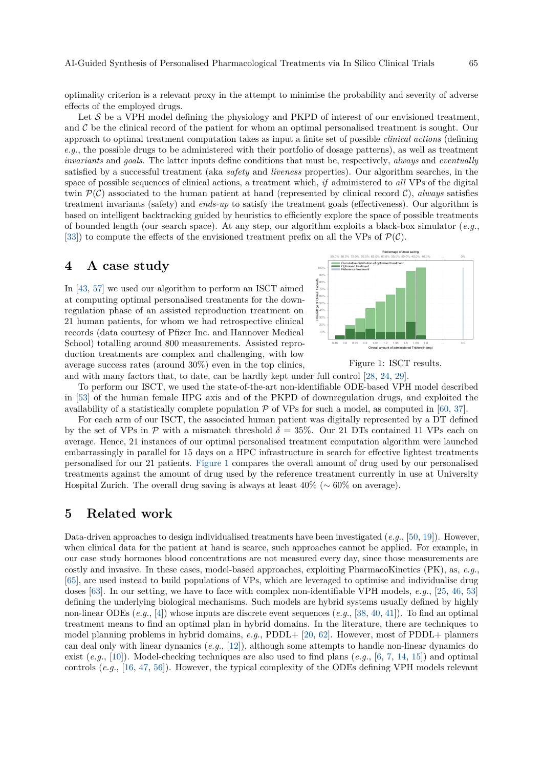optimality criterion is a relevant proxy in the attempt to minimise the probability and severity of adverse effects of the employed drugs.

Let $\mathcal{S}$ be a VPH model defining the physiology and PKPD of interest of our envisioned treatment, and $\mathcal{C}$ be the clinical record of the patient for whom an optimal personalised treatment is sought. Our approach to optimal treatment computation takes as input a finite set of possible *clinical actions* (defining *e.g.*, the possible drugs to be administered with their portfolio of dosage patterns), as well as treatment *invariants* and *goals*. The latter inputs define conditions that must be, respectively, *always* and *eventually* satisfied by a successful treatment (aka *safety* and *liveness* properties). Our algorithm searches, in the space of possible sequences of clinical actions, a treatment which, *if* administered to *all* VPs of the digital twin $\mathcal{P}(\mathcal{C})$ associated to the human patient at hand (represented by clinical record $\mathcal{C}$), *always* satisfies treatment invariants (safety) and *ends-up* to satisfy the treatment goals (effectiveness). Our algorithm is based on intelligent backtracking guided by heuristics to efficiently explore the space of possible treatments of bounded length (our search space). At any step, our algorithm exploits a black-box simulator (*e.g.*, [33]) to compute the effects of the envisioned treatment prefix on all the VPs of $\mathcal{P}(\mathcal{C})$.

## 4 A case study

In [43, 57] we used our algorithm to perform an ISCT aimed at computing optimal personalised treatments for the down-regulation phase of an assisted reproduction treatment on 21 human patients, for whom we had retrospective clinical records (data courtesy of Pfizer Inc. and Hannover Medical School) totalling around 800 measurements. Assisted reproduction treatments are complex and challenging, with low average success rates (around 30%) even in the top clinics, and with many factors that, to date, can be hardly kept under full control [28, 24, 29].

Percentage of dose saving
85.0% 80.0% 75.0% 70.0% 65.0% 60.0% 55.0% 50.0% 45.0% 40.0% ... 0%
Cumulative distribution of optimised treatment
Optimised treatment
Reference treatment
Percentage of Clinical Records
100% 90% 80% 70% 60% 50% 40% 30% 20% 10%
0.45 0.6 0.75 0.9 1.05 1.2 1.35 1.5 1.65 1.8 ... 3.0
Overall amount of administered Triptorelin (mg)

Figure 1: ISCT results.

To perform our ISCT, we used the state-of-the-art non-identifiable ODE-based VPH model described in [53] of the human female HPG axis and of the PKPD of downregulation drugs, and exploited the availability of a statistically complete population $\mathcal{P}$ of VPs for such a model, as computed in [60, 37].

For each arm of our ISCT, the associated human patient was digitally represented by a DT defined by the set of VPs in $\mathcal{P}$ with a mismatch threshold $\delta = 35\%$. Our 21 DTs contained 11 VPs each on average. Hence, 21 instances of our optimal personalised treatment computation algorithm were launched embarrassingly in parallel for 15 days on a HPC infrastructure in search for effective lightest treatments personalised for our 21 patients. Figure 1 compares the overall amount of drug used by our personalised treatments against the amount of drug used by the reference treatment currently in use at University Hospital Zurich. The overall drug saving is always at least 40% ($\sim 60\%$ on average).

## 5 Related work

Data-driven approaches to design individualised treatments have been investigated (*e.g.*, [50, 19]). However, when clinical data for the patient at hand is scarce, such approaches cannot be applied. For example, in our case study hormones blood concentrations are not measured every day, since those measurements are costly and invasive. In these cases, model-based approaches, exploiting PharmacoKinetics (PK), as, *e.g.*, [65], are used instead to build populations of VPs, which are leveraged to optimise and individualise drug doses [63]. In our setting, we have to face with complex non-identifiable VPH models, *e.g.*, [25, 46, 53] defining the underlying biological mechanisms. Such models are hybrid systems usually defined by highly non-linear ODEs (*e.g.*, [4]) whose inputs are discrete event sequences (*e.g.*, [38, 40, 41]). To find an optimal treatment means to find an optimal plan in hybrid domains. In the literature, there are techniques to model planning problems in hybrid domains, *e.g.*, PDDL+ [20, 62]. However, most of PDDL+ planners can deal only with linear dynamics (*e.g.*, [12]), although some attempts to handle non-linear dynamics do exist (*e.g.*, [10]). Model-checking techniques are also used to find plans (*e.g.*, [6, 7, 14, 15]) and optimal controls (*e.g.*, [16, 47, 56]). However, the typical complexity of the ODEs defining VPH models relevant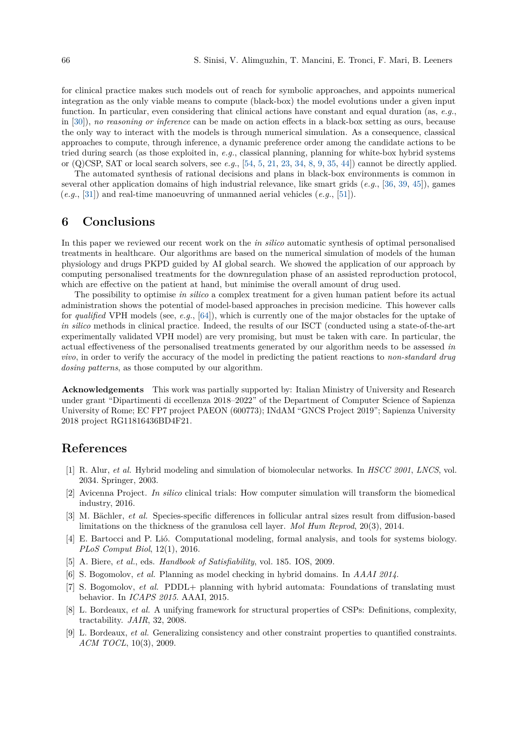for clinical practice makes such models out of reach for symbolic approaches, and appoints numerical integration as the only viable means to compute (black-box) the model evolutions under a given input function. In particular, even considering that clinical actions have constant and equal duration (as, *e.g.*, in [30]), *no reasoning or inference* can be made on action effects in a black-box setting as ours, because the only way to interact with the models is through numerical simulation. As a consequence, classical approaches to compute, through inference, a dynamic preference order among the candidate actions to be tried during search (as those exploited in, *e.g.*, classical planning, planning for white-box hybrid systems or (Q)CSP, SAT or local search solvers, see *e.g.*, [54, 5, 21, 23, 34, 8, 9, 35, 44]) cannot be directly applied.

The automated synthesis of rational decisions and plans in black-box environments is common in several other application domains of high industrial relevance, like smart grids (*e.g.*, [36, 39, 45]), games (*e.g.*, [31]) and real-time manoeuvring of unmanned aerial vehicles (*e.g.*, [51]).

## 6 Conclusions

In this paper we reviewed our recent work on the *in silico* automatic synthesis of optimal personalised treatments in healthcare. Our algorithms are based on the numerical simulation of models of the human physiology and drugs PKPD guided by AI global search. We showed the application of our approach by computing personalised treatments for the downregulation phase of an assisted reproduction protocol, which are effective on the patient at hand, but minimise the overall amount of drug used.

The possibility to optimise *in silico* a complex treatment for a given human patient before its actual administration shows the potential of model-based approaches in precision medicine. This however calls for *qualified* VPH models (see, *e.g.*, [64]), which is currently one of the major obstacles for the uptake of *in silico* methods in clinical practice. Indeed, the results of our ISCT (conducted using a state-of-the-art experimentally validated VPH model) are very promising, but must be taken with care. In particular, the actual effectiveness of the personalised treatments generated by our algorithm needs to be assessed *in vivo*, in order to verify the accuracy of the model in predicting the patient reactions to *non-standard drug dosing patterns*, as those computed by our algorithm.

**Acknowledgements** This work was partially supported by: Italian Ministry of University and Research under grant "Dipartimenti di eccellenza 2018–2022" of the Department of Computer Science of Sapienza University of Rome; EC FP7 project PAEON (600773); INdAM "GNCS Project 2019"; Sapienza University 2018 project RG11816436BD4F21.

## References

[1] R. Alur, *et al.* Hybrid modeling and simulation of biomolecular networks. In *HSCC 2001*, *LNCS*, vol. 2034. Springer, 2003.

[2] Avicenna Project. *In silico* clinical trials: How computer simulation will transform the biomedical industry, 2016.

[3] M. Bächler, *et al.* Species-specific differences in follicular antral sizes result from diffusion-based limitations on the thickness of the granulosa cell layer. *Mol Hum Reprod*, 20(3), 2014.

[4] E. Bartocci and P. Lió. Computational modeling, formal analysis, and tools for systems biology. *PLoS Comput Biol*, 12(1), 2016.

[5] A. Biere, *et al.*, eds. *Handbook of Satisfiability*, vol. 185. IOS, 2009.

[6] S. Bogomolov, *et al.* Planning as model checking in hybrid domains. In *AAAI 2014*.

[7] S. Bogomolov, *et al.* PDDL+ planning with hybrid automata: Foundations of translating must behavior. In *ICAPS 2015*. AAAI, 2015.

[8] L. Bordeaux, *et al.* A unifying framework for structural properties of CSPs: Definitions, complexity, tractability. *JAIR*, 32, 2008.

[9] L. Bordeaux, *et al.* Generalizing consistency and other constraint properties to quantified constraints. *ACM TOCL*, 10(3), 2009.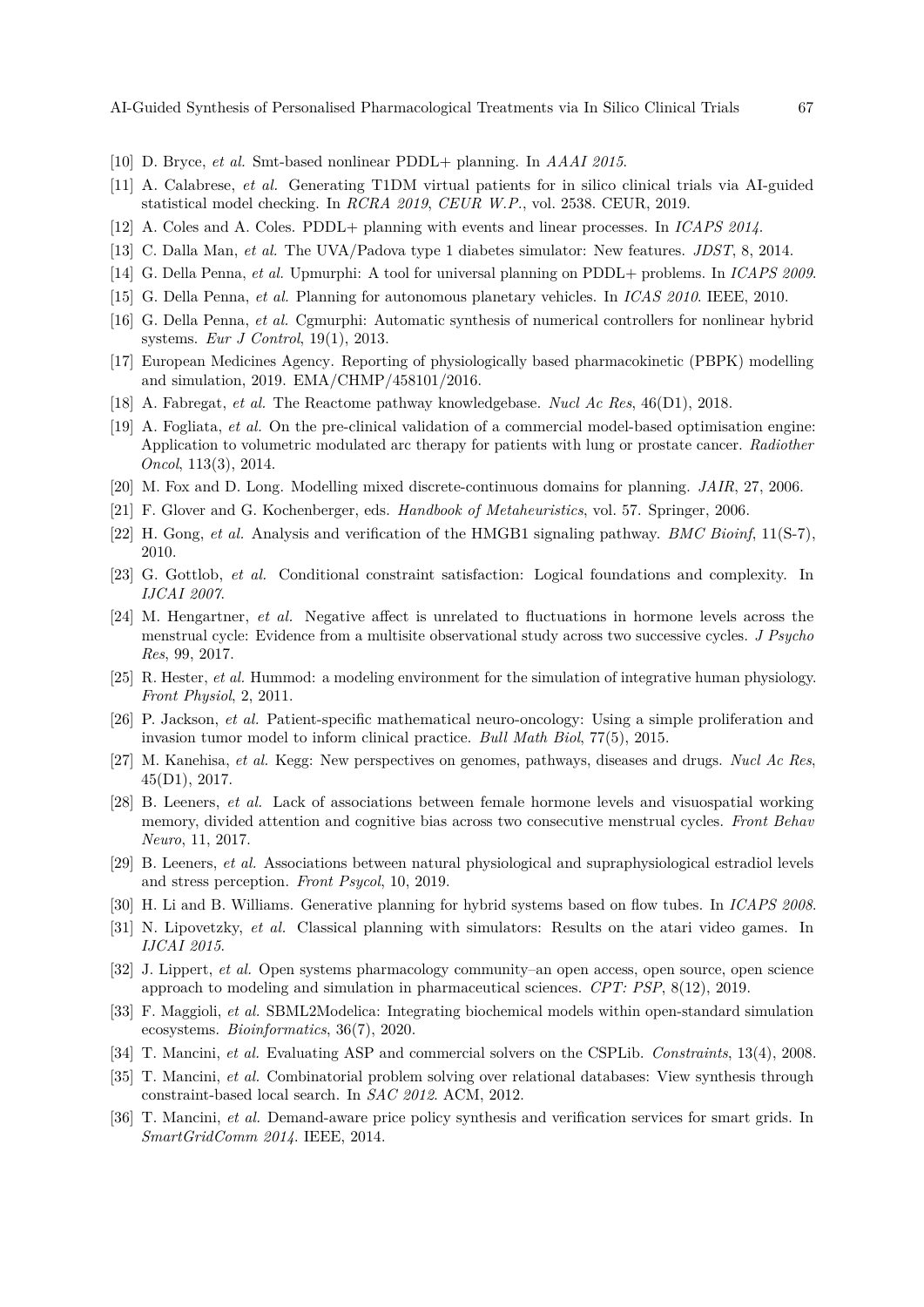[10] D. Bryce, *et al.* Smt-based nonlinear PDDL+ planning. In *AAAI 2015*.

[11] A. Calabrese, *et al.* Generating T1DM virtual patients for in silico clinical trials via AI-guided statistical model checking. In *RCRA 2019*, *CEUR W.P.*, vol. 2538. CEUR, 2019.

[12] A. Coles and A. Coles. PDDL+ planning with events and linear processes. In *ICAPS 2014*.

[13] C. Dalla Man, *et al.* The UVA/Padova type 1 diabetes simulator: New features. *JDST*, 8, 2014.

[14] G. Della Penna, *et al.* Upmurphi: A tool for universal planning on PDDL+ problems. In *ICAPS 2009*.

[15] G. Della Penna, *et al.* Planning for autonomous planetary vehicles. In *ICAS 2010*. IEEE, 2010.

[16] G. Della Penna, *et al.* Cgmurphi: Automatic synthesis of numerical controllers for nonlinear hybrid systems. *Eur J Control*, 19(1), 2013.

[17] European Medicines Agency. Reporting of physiologically based pharmacokinetic (PBPK) modelling and simulation, 2019. EMA/CHMP/458101/2016.

[18] A. Fabregat, *et al.* The Reactome pathway knowledgebase. *Nucl Ac Res*, 46(D1), 2018.

[19] A. Fogliata, *et al.* On the pre-clinical validation of a commercial model-based optimisation engine: Application to volumetric modulated arc therapy for patients with lung or prostate cancer. *Radiother Oncol*, 113(3), 2014.

[20] M. Fox and D. Long. Modelling mixed discrete-continuous domains for planning. *JAIR*, 27, 2006.

[21] F. Glover and G. Kochenberger, eds. *Handbook of Metaheuristics*, vol. 57. Springer, 2006.

[22] H. Gong, *et al.* Analysis and verification of the HMGB1 signaling pathway. *BMC Bioinf*, 11(S-7), 2010.

[23] G. Gottlob, *et al.* Conditional constraint satisfaction: Logical foundations and complexity. In *IJCAI 2007*.

[24] M. Hengartner, *et al.* Negative affect is unrelated to fluctuations in hormone levels across the menstrual cycle: Evidence from a multisite observational study across two successive cycles. *J Psycho Res*, 99, 2017.

[25] R. Hester, *et al.* Hummod: a modeling environment for the simulation of integrative human physiology. *Front Physiol*, 2, 2011.

[26] P. Jackson, *et al.* Patient-specific mathematical neuro-oncology: Using a simple proliferation and invasion tumor model to inform clinical practice. *Bull Math Biol*, 77(5), 2015.

[27] M. Kanehisa, *et al.* Kegg: New perspectives on genomes, pathways, diseases and drugs. *Nucl Ac Res*, 45(D1), 2017.

[28] B. Leeners, *et al.* Lack of associations between female hormone levels and visuospatial working memory, divided attention and cognitive bias across two consecutive menstrual cycles. *Front Behav Neuro*, 11, 2017.

[29] B. Leeners, *et al.* Associations between natural physiological and supraphysiological estradiol levels and stress perception. *Front Psycol*, 10, 2019.

[30] H. Li and B. Williams. Generative planning for hybrid systems based on flow tubes. In *ICAPS 2008*.

[31] N. Lipovetzky, *et al.* Classical planning with simulators: Results on the atari video games. In *IJCAI 2015*.

[32] J. Lippert, *et al.* Open systems pharmacology community–an open access, open source, open science approach to modeling and simulation in pharmaceutical sciences. *CPT: PSP*, 8(12), 2019.

[33] F. Maggioli, *et al.* SBML2Modelica: Integrating biochemical models within open-standard simulation ecosystems. *Bioinformatics*, 36(7), 2020.

[34] T. Mancini, *et al.* Evaluating ASP and commercial solvers on the CSPLib. *Constraints*, 13(4), 2008.

[35] T. Mancini, *et al.* Combinatorial problem solving over relational databases: View synthesis through constraint-based local search. In *SAC 2012*. ACM, 2012.

[36] T. Mancini, *et al.* Demand-aware price policy synthesis and verification services for smart grids. In *SmartGridComm 2014*. IEEE, 2014.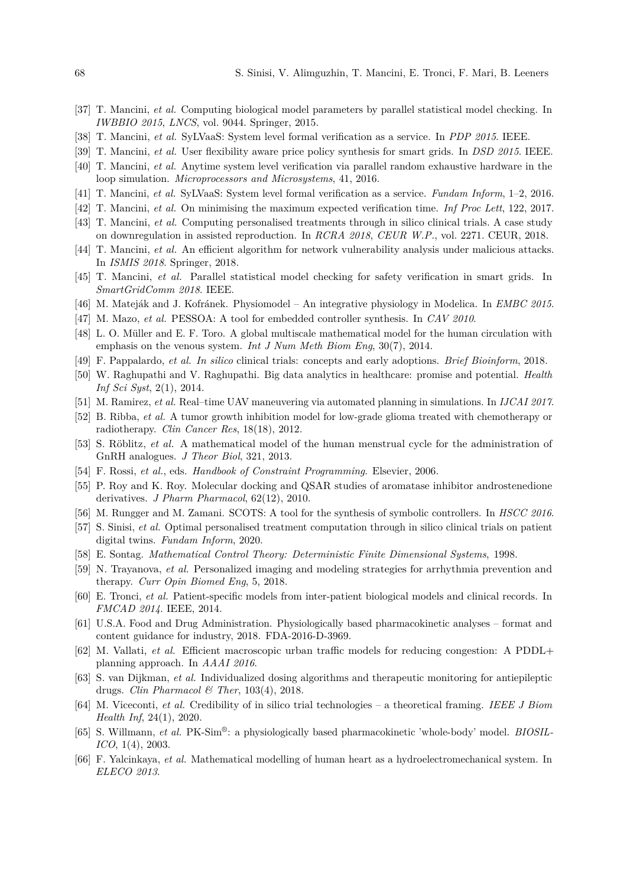[37] T. Mancini, *et al.* Computing biological model parameters by parallel statistical model checking. In *IWBBIO 2015*, *LNCS*, vol. 9044. Springer, 2015.

[38] T. Mancini, *et al.* SyLVaaS: System level formal verification as a service. In *PDP 2015*. IEEE.

[39] T. Mancini, *et al.* User flexibility aware price policy synthesis for smart grids. In *DSD 2015*. IEEE.

[40] T. Mancini, *et al.* Anytime system level verification via parallel random exhaustive hardware in the loop simulation. *Microprocessors and Microsystems*, 41, 2016.

[41] T. Mancini, *et al.* SyLVaaS: System level formal verification as a service. *Fundam Inform*, 1–2, 2016.

[42] T. Mancini, *et al.* On minimising the maximum expected verification time. *Inf Proc Lett*, 122, 2017.

[43] T. Mancini, *et al.* Computing personalised treatments through in silico clinical trials. A case study on downregulation in assisted reproduction. In *RCRA 2018*, *CEUR W.P.*, vol. 2271. CEUR, 2018.

[44] T. Mancini, *et al.* An efficient algorithm for network vulnerability analysis under malicious attacks. In *ISMIS 2018*. Springer, 2018.

[45] T. Mancini, *et al.* Parallel statistical model checking for safety verification in smart grids. In *SmartGridComm 2018*. IEEE.

[46] M. Mateják and J. Kofránek. Physiomodel – An integrative physiology in Modelica. In *EMBC 2015*.

[47] M. Mazo, *et al.* PESSOA: A tool for embedded controller synthesis. In *CAV 2010*.

[48] L. O. Müller and E. F. Toro. A global multiscale mathematical model for the human circulation with emphasis on the venous system. *Int J Num Meth Biom Eng*, 30(7), 2014.

[49] F. Pappalardo, *et al.* *In silico* clinical trials: concepts and early adoptions. *Brief Bioinform*, 2018.

[50] W. Raghupathi and V. Raghupathi. Big data analytics in healthcare: promise and potential. *Health Inf Sci Syst*, 2(1), 2014.

[51] M. Ramirez, *et al.* Real–time UAV maneuvering via automated planning in simulations. In *IJCAI 2017*.

[52] B. Ribba, *et al.* A tumor growth inhibition model for low-grade glioma treated with chemotherapy or radiotherapy. *Clin Cancer Res*, 18(18), 2012.

[53] S. Röblitz, *et al.* A mathematical model of the human menstrual cycle for the administration of GnRH analogues. *J Theor Biol*, 321, 2013.

[54] F. Rossi, *et al.*, eds. *Handbook of Constraint Programming*. Elsevier, 2006.

[55] P. Roy and K. Roy. Molecular docking and QSAR studies of aromatase inhibitor androstenedione derivatives. *J Pharm Pharmacol*, 62(12), 2010.

[56] M. Rungger and M. Zamani. SCOTS: A tool for the synthesis of symbolic controllers. In *HSCC 2016*.

[57] S. Sinisi, *et al.* Optimal personalised treatment computation through in silico clinical trials on patient digital twins. *Fundam Inform*, 2020.

[58] E. Sontag. *Mathematical Control Theory: Deterministic Finite Dimensional Systems*, 1998.

[59] N. Trayanova, *et al.* Personalized imaging and modeling strategies for arrhythmia prevention and therapy. *Curr Opin Biomed Eng*, 5, 2018.

[60] E. Tronci, *et al.* Patient-specific models from inter-patient biological models and clinical records. In *FMCAD 2014*. IEEE, 2014.

[61] U.S.A. Food and Drug Administration. Physiologically based pharmacokinetic analyses – format and content guidance for industry, 2018. FDA-2016-D-3969.

[62] M. Vallati, *et al.* Efficient macroscopic urban traffic models for reducing congestion: A PDDL+ planning approach. In *AAAI 2016*.

[63] S. van Dijkman, *et al.* Individualized dosing algorithms and therapeutic monitoring for antiepileptic drugs. *Clin Pharmacol & Ther*, 103(4), 2018.

[64] M. Viceconti, *et al.* Credibility of in silico trial technologies – a theoretical framing. *IEEE J Biom Health Inf*, 24(1), 2020.

[65] S. Willmann, *et al.* PK-Sim®: a physiologically based pharmacokinetic 'whole-body' model. *BIOSILICO*, 1(4), 2003.

[66] F. Yalcinkaya, *et al.* Mathematical modelling of human heart as a hydroelectromechanical system. In *ELECO 2013*.